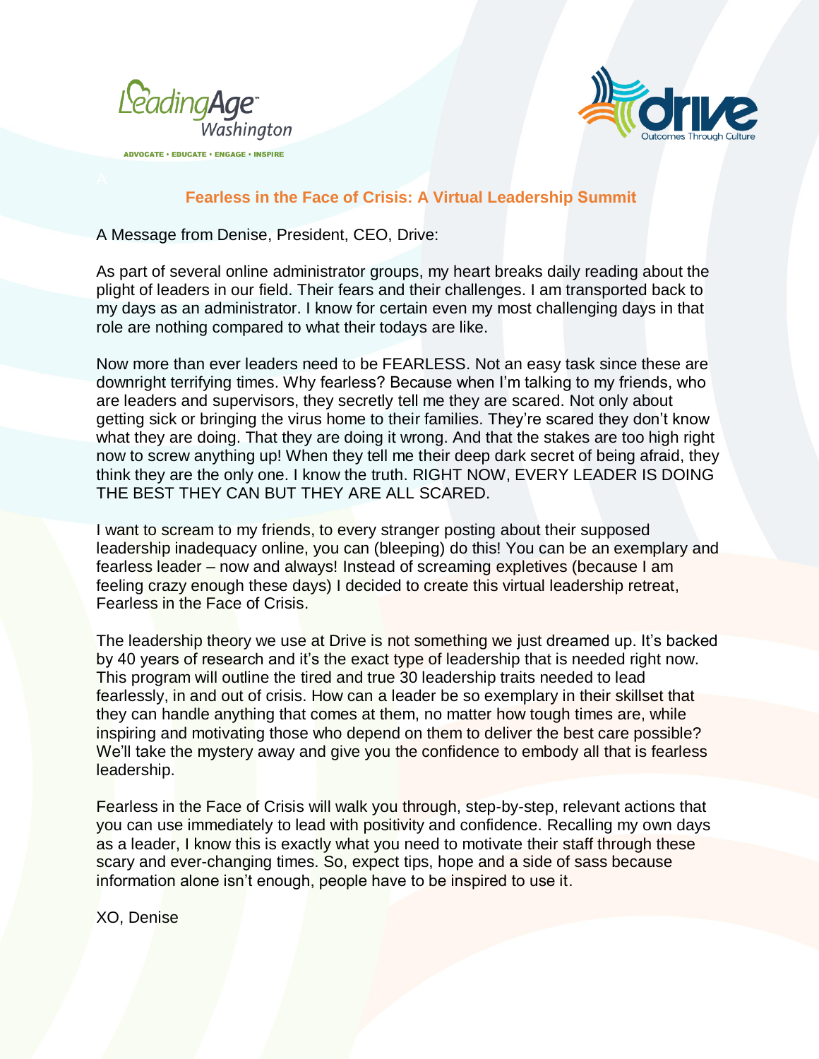LeadingAge Washington

ADVOCATE • EDUCATE • ENGAGE • INSPIRE

drive
Outcomes Through Culture

## Fearless in the Face of Crisis: A Virtual Leadership Summit

A Message from Denise, President, CEO, Drive:

As part of several online administrator groups, my heart breaks daily reading about the plight of leaders in our field. Their fears and their challenges. I am transported back to my days as an administrator. I know for certain even my most challenging days in that role are nothing compared to what their todays are like.

Now more than ever leaders need to be FEARLESS. Not an easy task since these are downright terrifying times. Why fearless? Because when I'm talking to my friends, who are leaders and supervisors, they secretly tell me they are scared. Not only about getting sick or bringing the virus home to their families. They're scared they don't know what they are doing. That they are doing it wrong. And that the stakes are too high right now to screw anything up! When they tell me their deep dark secret of being afraid, they think they are the only one. I know the truth. RIGHT NOW, EVERY LEADER IS DOING THE BEST THEY CAN BUT THEY ARE ALL SCARED.

I want to scream to my friends, to every stranger posting about their supposed leadership inadequacy online, you can (bleeping) do this! You can be an exemplary and fearless leader – now and always! Instead of screaming expletives (because I am feeling crazy enough these days) I decided to create this virtual leadership retreat, Fearless in the Face of Crisis.

The leadership theory we use at Drive is not something we just dreamed up. It's backed by 40 years of research and it's the exact type of leadership that is needed right now. This program will outline the tired and true 30 leadership traits needed to lead fearlessly, in and out of crisis. How can a leader be so exemplary in their skillset that they can handle anything that comes at them, no matter how tough times are, while inspiring and motivating those who depend on them to deliver the best care possible? We'll take the mystery away and give you the confidence to embody all that is fearless leadership.

Fearless in the Face of Crisis will walk you through, step-by-step, relevant actions that you can use immediately to lead with positivity and confidence. Recalling my own days as a leader, I know this is exactly what you need to motivate their staff through these scary and ever-changing times. So, expect tips, hope and a side of sass because information alone isn't enough, people have to be inspired to use it.

XO, Denise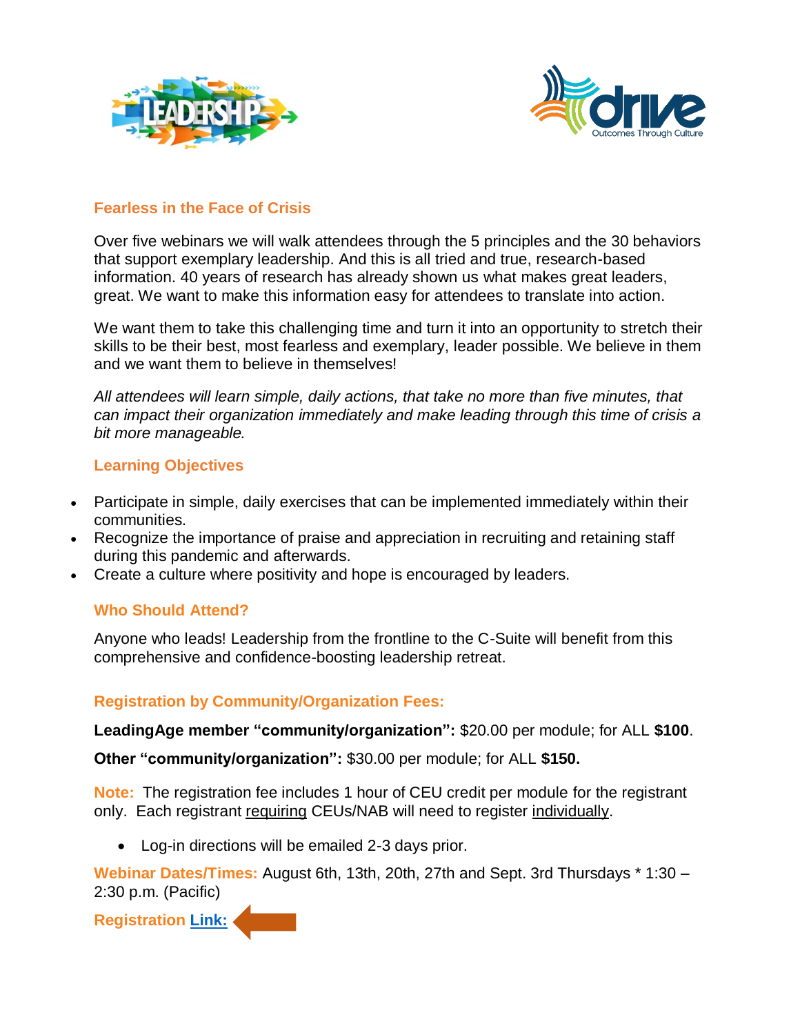## Fearless in the Face of Crisis

Over five webinars we will walk attendees through the 5 principles and the 30 behaviors that support exemplary leadership. And this is all tried and true, research-based information. 40 years of research has already shown us what makes great leaders, great. We want to make this information easy for attendees to translate into action.

We want them to take this challenging time and turn it into an opportunity to stretch their skills to be their best, most fearless and exemplary, leader possible. We believe in them and we want them to believe in themselves!

*All attendees will learn simple, daily actions, that take no more than five minutes, that can impact their organization immediately and make leading through this time of crisis a bit more manageable.*

## Learning Objectives

- Participate in simple, daily exercises that can be implemented immediately within their communities.
- Recognize the importance of praise and appreciation in recruiting and retaining staff during this pandemic and afterwards.
- Create a culture where positivity and hope is encouraged by leaders.

## Who Should Attend?

Anyone who leads! Leadership from the frontline to the C-Suite will benefit from this comprehensive and confidence-boosting leadership retreat.

## Registration by Community/Organization Fees:

**LeadingAge member "community/organization":** $20.00 per module; for ALL **$100**.

**Other "community/organization":** $30.00 per module; for ALL **$150.**

**Note:** The registration fee includes 1 hour of CEU credit per module for the registrant only. Each registrant <u>requiring</u> CEUs/NAB will need to register <u>individually</u>.

- Log-in directions will be emailed 2-3 days prior.

**Webinar Dates/Times:** August 6th, 13th, 20th, 27th and Sept. 3rd Thursdays * 1:30 – 2:30 p.m. (Pacific)

**Registration Link:**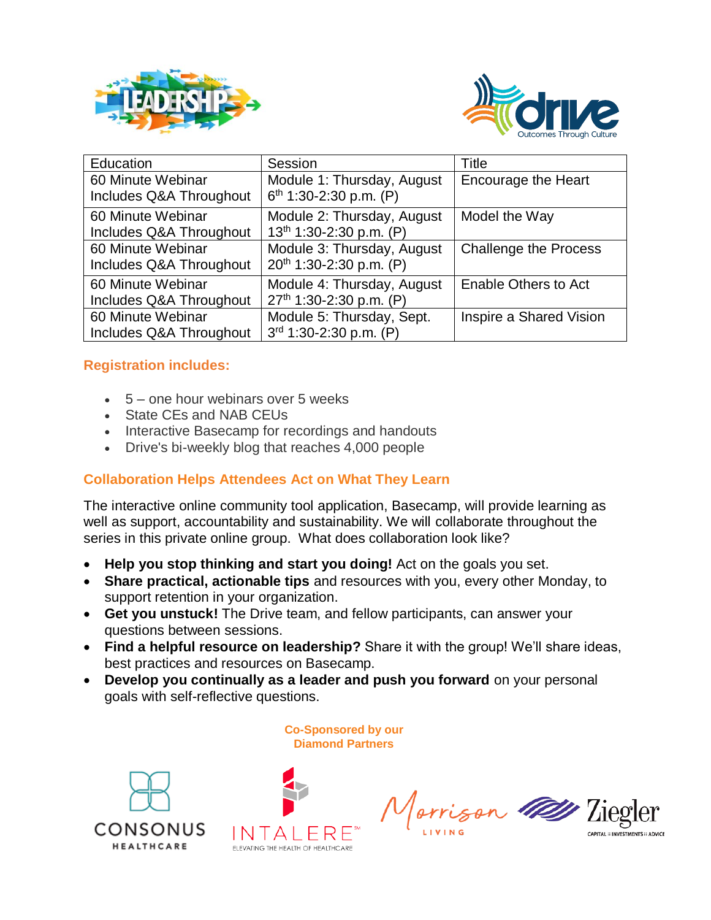| Education | Session | Title |
|---|---|---|
| 60 Minute Webinar Includes Q&A Throughout | Module 1: Thursday, August 6th 1:30-2:30 p.m. (P) | Encourage the Heart |
| 60 Minute Webinar Includes Q&A Throughout | Module 2: Thursday, August 13th 1:30-2:30 p.m. (P) | Model the Way |
| 60 Minute Webinar Includes Q&A Throughout | Module 3: Thursday, August 20th 1:30-2:30 p.m. (P) | Challenge the Process |
| 60 Minute Webinar Includes Q&A Throughout | Module 4: Thursday, August 27th 1:30-2:30 p.m. (P) | Enable Others to Act |
| 60 Minute Webinar Includes Q&A Throughout | Module 5: Thursday, Sept. 3rd 1:30-2:30 p.m. (P) | Inspire a Shared Vision |

## Registration includes:

- 5 – one hour webinars over 5 weeks
- State CEs and NAB CEUs
- Interactive Basecamp for recordings and handouts
- Drive's bi-weekly blog that reaches 4,000 people

## Collaboration Helps Attendees Act on What They Learn

The interactive online community tool application, Basecamp, will provide learning as well as support, accountability and sustainability. We will collaborate throughout the series in this private online group. What does collaboration look like?

- **Help you stop thinking and start you doing!** Act on the goals you set.
- **Share practical, actionable tips** and resources with you, every other Monday, to support retention in your organization.
- **Get you unstuck!** The Drive team, and fellow participants, can answer your questions between sessions.
- **Find a helpful resource on leadership?** Share it with the group! We'll share ideas, best practices and resources on Basecamp.
- **Develop you continually as a leader and push you forward** on your personal goals with self-reflective questions.

**Co-Sponsored by our Diamond Partners**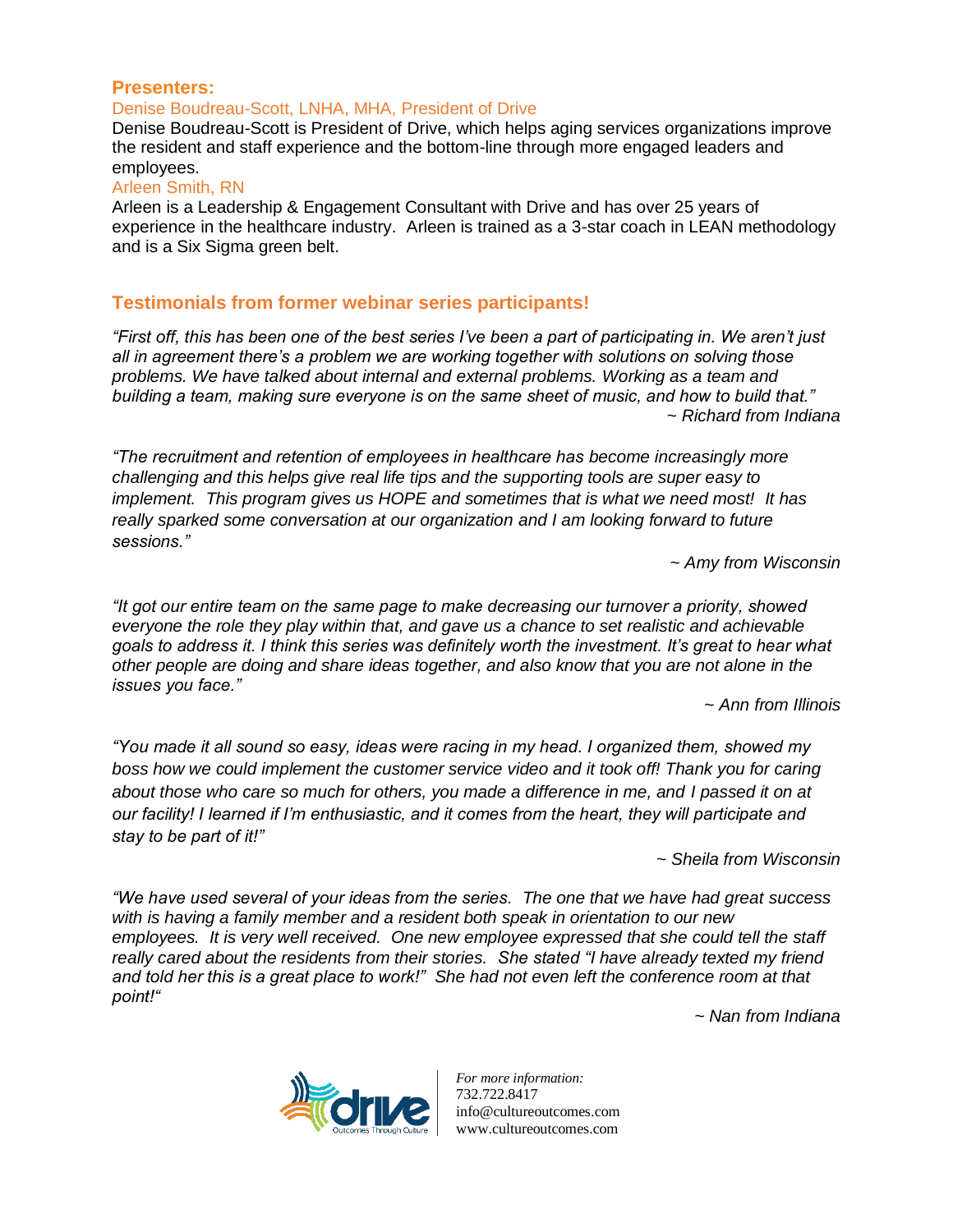## Presenters:

Denise Boudreau-Scott, LNHA, MHA, President of Drive

Denise Boudreau-Scott is President of Drive, which helps aging services organizations improve the resident and staff experience and the bottom-line through more engaged leaders and employees.

Arleen Smith, RN

Arleen is a Leadership & Engagement Consultant with Drive and has over 25 years of experience in the healthcare industry. Arleen is trained as a 3-star coach in LEAN methodology and is a Six Sigma green belt.

## Testimonials from former webinar series participants!

*"First off, this has been one of the best series I've been a part of participating in. We aren't just all in agreement there's a problem we are working together with solutions on solving those problems. We have talked about internal and external problems. Working as a team and building a team, making sure everyone is on the same sheet of music, and how to build that."*

*~ Richard from Indiana*

*"The recruitment and retention of employees in healthcare has become increasingly more challenging and this helps give real life tips and the supporting tools are super easy to implement. This program gives us HOPE and sometimes that is what we need most! It has really sparked some conversation at our organization and I am looking forward to future sessions."*

*~ Amy from Wisconsin*

*"It got our entire team on the same page to make decreasing our turnover a priority, showed everyone the role they play within that, and gave us a chance to set realistic and achievable goals to address it. I think this series was definitely worth the investment. It's great to hear what other people are doing and share ideas together, and also know that you are not alone in the issues you face."*

*~ Ann from Illinois*

*"You made it all sound so easy, ideas were racing in my head. I organized them, showed my boss how we could implement the customer service video and it took off! Thank you for caring about those who care so much for others, you made a difference in me, and I passed it on at our facility! I learned if I'm enthusiastic, and it comes from the heart, they will participate and stay to be part of it!"*

*~ Sheila from Wisconsin*

*"We have used several of your ideas from the series. The one that we have had great success with is having a family member and a resident both speak in orientation to our new employees. It is very well received. One new employee expressed that she could tell the staff really cared about the residents from their stories. She stated "I have already texted my friend and told her this is a great place to work!" She had not even left the conference room at that point!"*

*~ Nan from Indiana*

drive
Outcomes Through Culture

*For more information:*
732.722.8417
info@cultureoutcomes.com
www.cultureoutcomes.com